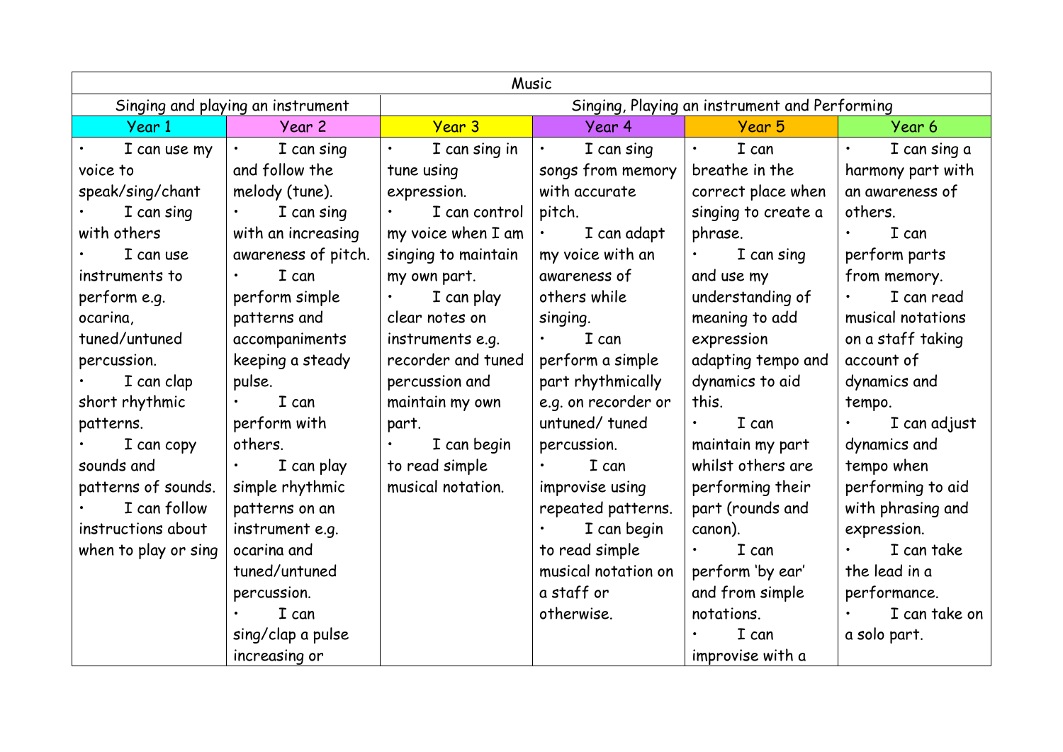| Music | | | | | |
|---|---|---|---|---|---|
| Singing and playing an instrument | | Singing, Playing an instrument and Performing | | | |
| Year 1 | Year 2 | Year 3 | Year 4 | Year 5 | Year 6 |
| • I can use my voice to speak/sing/chant<br>• I can sing with others<br>• I can use instruments to perform e.g. ocarina, tuned/untuned percussion.<br>• I can clap short rhythmic patterns.<br>• I can copy sounds and patterns of sounds.<br>• I can follow instructions about when to play or sing | • I can sing and follow the melody (tune).<br>• I can sing with an increasing awareness of pitch.<br>• I can perform simple patterns and accompaniments keeping a steady pulse.<br>• I can perform with others.<br>• I can play simple rhythmic patterns on an instrument e.g. ocarina and tuned/untuned percussion.<br>• I can sing/clap a pulse increasing or | • I can sing in tune using expression.<br>• I can control my voice when I am singing to maintain my own part.<br>• I can play clear notes on instruments e.g. recorder and tuned percussion and maintain my own part.<br>• I can begin to read simple musical notation. | • I can sing songs from memory with accurate pitch.<br>• I can adapt my voice with an awareness of others while singing.<br>• I can perform a simple part rhythmically e.g. on recorder or untuned/ tuned percussion.<br>• I can improvise using repeated patterns.<br>• I can begin to read simple musical notation on a staff or otherwise. | • I can breathe in the correct place when singing to create a phrase.<br>• I can sing and use my understanding of meaning to add expression adapting tempo and dynamics to aid this.<br>• I can maintain my part whilst others are performing their part (rounds and canon).<br>• I can perform 'by ear' and from simple notations.<br>• I can improvise with a | • I can sing a harmony part with an awareness of others.<br>• I can perform parts from memory.<br>• I can read musical notations on a staff taking account of dynamics and tempo.<br>• I can adjust dynamics and tempo when performing to aid with phrasing and expression.<br>• I can take the lead in a performance.<br>• I can take on a solo part. |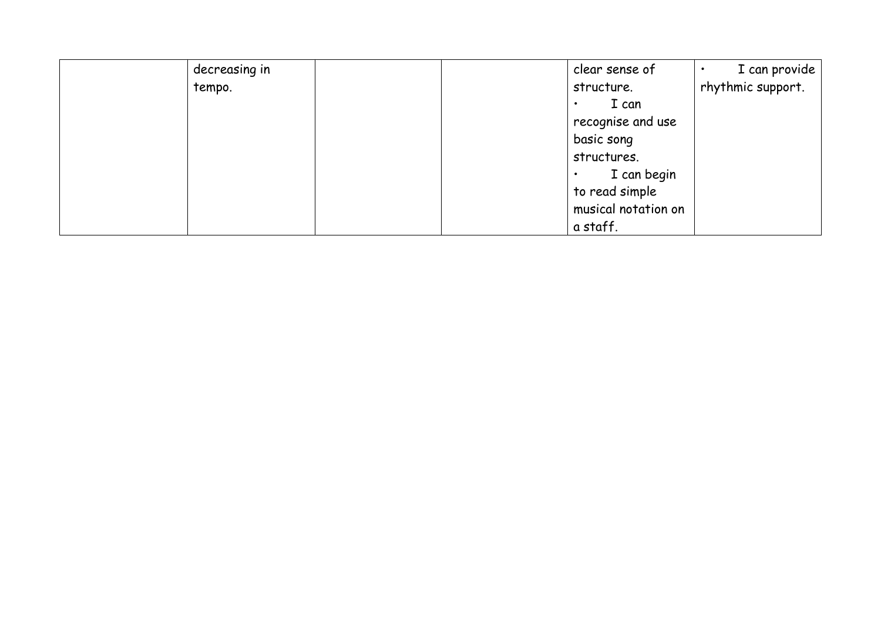| | | | | | |
|---|---|---|---|---|---|
| | decreasing in tempo. | | | clear sense of structure.<br>• I can recognise and use basic song structures.<br>• I can begin to read simple musical notation on a staff. | • I can provide rhythmic support. |